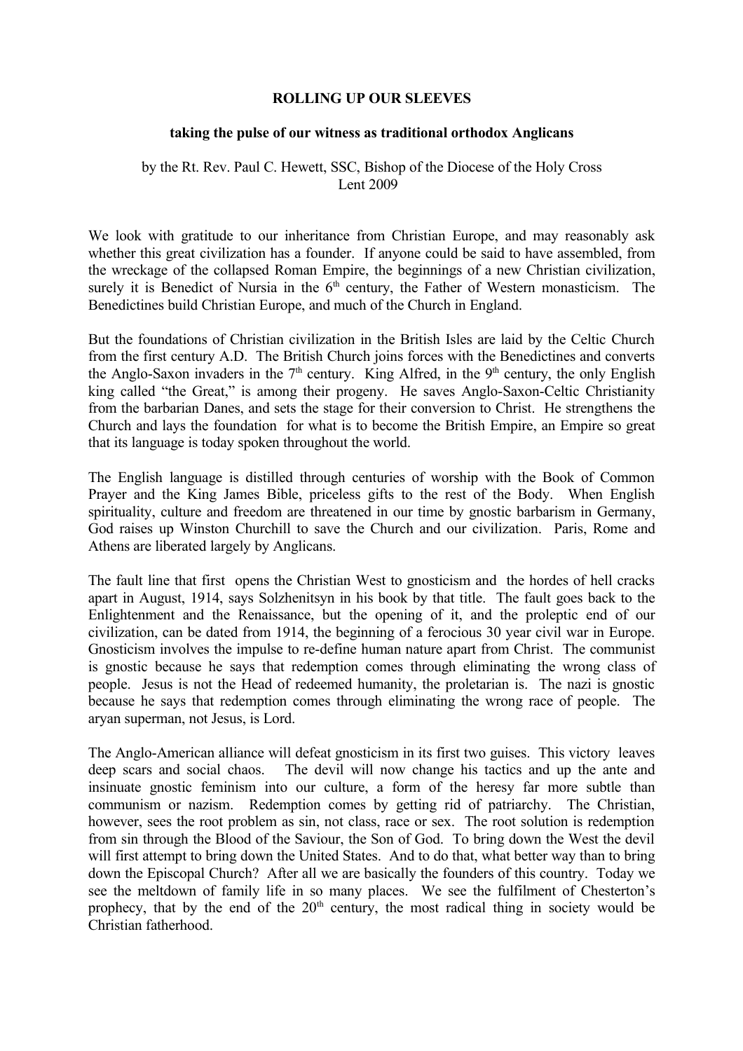**ROLLING UP OUR SLEEVES**

**taking the pulse of our witness as traditional orthodox Anglicans**

by the Rt. Rev. Paul C. Hewett, SSC, Bishop of the Diocese of the Holy Cross
Lent 2009

We look with gratitude to our inheritance from Christian Europe, and may reasonably ask whether this great civilization has a founder. If anyone could be said to have assembled, from the wreckage of the collapsed Roman Empire, the beginnings of a new Christian civilization, surely it is Benedict of Nursia in the 6th century, the Father of Western monasticism. The Benedictines build Christian Europe, and much of the Church in England.

But the foundations of Christian civilization in the British Isles are laid by the Celtic Church from the first century A.D. The British Church joins forces with the Benedictines and converts the Anglo-Saxon invaders in the 7th century. King Alfred, in the 9th century, the only English king called "the Great," is among their progeny. He saves Anglo-Saxon-Celtic Christianity from the barbarian Danes, and sets the stage for their conversion to Christ. He strengthens the Church and lays the foundation for what is to become the British Empire, an Empire so great that its language is today spoken throughout the world.

The English language is distilled through centuries of worship with the Book of Common Prayer and the King James Bible, priceless gifts to the rest of the Body. When English spirituality, culture and freedom are threatened in our time by gnostic barbarism in Germany, God raises up Winston Churchill to save the Church and our civilization. Paris, Rome and Athens are liberated largely by Anglicans.

The fault line that first opens the Christian West to gnosticism and the hordes of hell cracks apart in August, 1914, says Solzhenitsyn in his book by that title. The fault goes back to the Enlightenment and the Renaissance, but the opening of it, and the proleptic end of our civilization, can be dated from 1914, the beginning of a ferocious 30 year civil war in Europe. Gnosticism involves the impulse to re-define human nature apart from Christ. The communist is gnostic because he says that redemption comes through eliminating the wrong class of people. Jesus is not the Head of redeemed humanity, the proletarian is. The nazi is gnostic because he says that redemption comes through eliminating the wrong race of people. The aryan superman, not Jesus, is Lord.

The Anglo-American alliance will defeat gnosticism in its first two guises. This victory leaves deep scars and social chaos. The devil will now change his tactics and up the ante and insinuate gnostic feminism into our culture, a form of the heresy far more subtle than communism or nazism. Redemption comes by getting rid of patriarchy. The Christian, however, sees the root problem as sin, not class, race or sex. The root solution is redemption from sin through the Blood of the Saviour, the Son of God. To bring down the West the devil will first attempt to bring down the United States. And to do that, what better way than to bring down the Episcopal Church? After all we are basically the founders of this country. Today we see the meltdown of family life in so many places. We see the fulfilment of Chesterton's prophecy, that by the end of the 20th century, the most radical thing in society would be Christian fatherhood.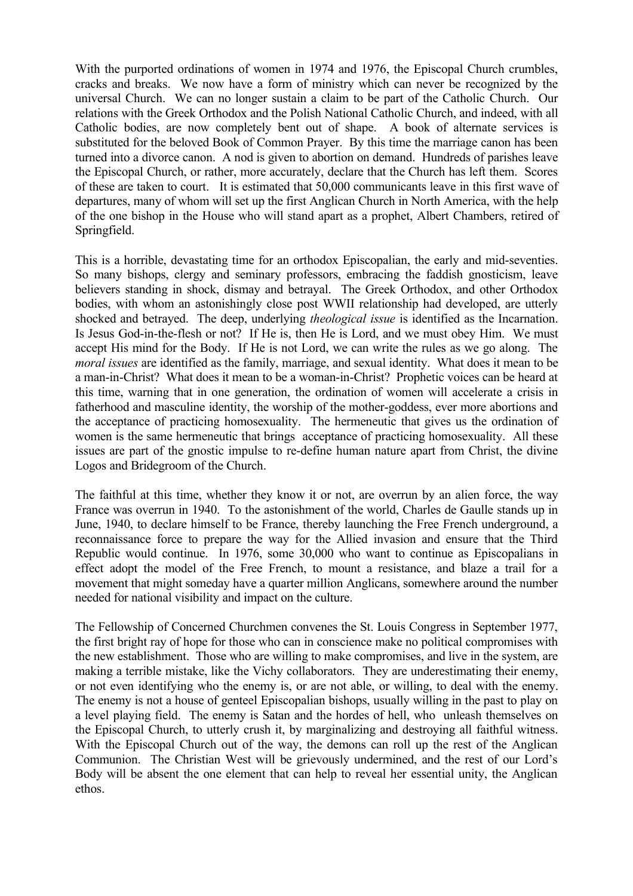With the purported ordinations of women in 1974 and 1976, the Episcopal Church crumbles, cracks and breaks. We now have a form of ministry which can never be recognized by the universal Church. We can no longer sustain a claim to be part of the Catholic Church. Our relations with the Greek Orthodox and the Polish National Catholic Church, and indeed, with all Catholic bodies, are now completely bent out of shape. A book of alternate services is substituted for the beloved Book of Common Prayer. By this time the marriage canon has been turned into a divorce canon. A nod is given to abortion on demand. Hundreds of parishes leave the Episcopal Church, or rather, more accurately, declare that the Church has left them. Scores of these are taken to court. It is estimated that 50,000 communicants leave in this first wave of departures, many of whom will set up the first Anglican Church in North America, with the help of the one bishop in the House who will stand apart as a prophet, Albert Chambers, retired of Springfield.

This is a horrible, devastating time for an orthodox Episcopalian, the early and mid-seventies. So many bishops, clergy and seminary professors, embracing the faddish gnosticism, leave believers standing in shock, dismay and betrayal. The Greek Orthodox, and other Orthodox bodies, with whom an astonishingly close post WWII relationship had developed, are utterly shocked and betrayed. The deep, underlying *theological issue* is identified as the Incarnation. Is Jesus God-in-the-flesh or not? If He is, then He is Lord, and we must obey Him. We must accept His mind for the Body. If He is not Lord, we can write the rules as we go along. The *moral issues* are identified as the family, marriage, and sexual identity. What does it mean to be a man-in-Christ? What does it mean to be a woman-in-Christ? Prophetic voices can be heard at this time, warning that in one generation, the ordination of women will accelerate a crisis in fatherhood and masculine identity, the worship of the mother-goddess, ever more abortions and the acceptance of practicing homosexuality. The hermeneutic that gives us the ordination of women is the same hermeneutic that brings acceptance of practicing homosexuality. All these issues are part of the gnostic impulse to re-define human nature apart from Christ, the divine Logos and Bridegroom of the Church.

The faithful at this time, whether they know it or not, are overrun by an alien force, the way France was overrun in 1940. To the astonishment of the world, Charles de Gaulle stands up in June, 1940, to declare himself to be France, thereby launching the Free French underground, a reconnaissance force to prepare the way for the Allied invasion and ensure that the Third Republic would continue. In 1976, some 30,000 who want to continue as Episcopalians in effect adopt the model of the Free French, to mount a resistance, and blaze a trail for a movement that might someday have a quarter million Anglicans, somewhere around the number needed for national visibility and impact on the culture.

The Fellowship of Concerned Churchmen convenes the St. Louis Congress in September 1977, the first bright ray of hope for those who can in conscience make no political compromises with the new establishment. Those who are willing to make compromises, and live in the system, are making a terrible mistake, like the Vichy collaborators. They are underestimating their enemy, or not even identifying who the enemy is, or are not able, or willing, to deal with the enemy. The enemy is not a house of genteel Episcopalian bishops, usually willing in the past to play on a level playing field. The enemy is Satan and the hordes of hell, who unleash themselves on the Episcopal Church, to utterly crush it, by marginalizing and destroying all faithful witness. With the Episcopal Church out of the way, the demons can roll up the rest of the Anglican Communion. The Christian West will be grievously undermined, and the rest of our Lord's Body will be absent the one element that can help to reveal her essential unity, the Anglican ethos.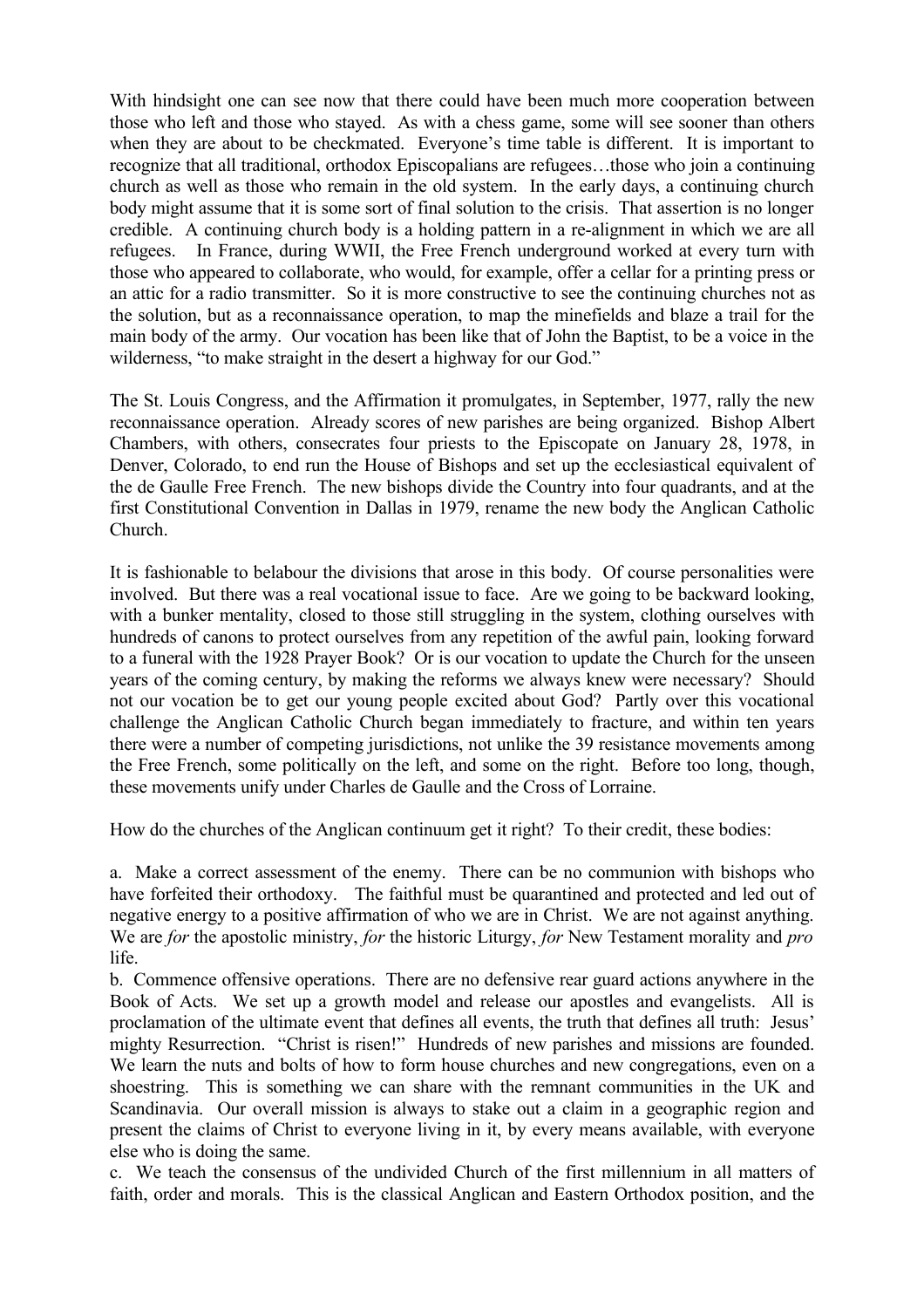With hindsight one can see now that there could have been much more cooperation between those who left and those who stayed. As with a chess game, some will see sooner than others when they are about to be checkmated. Everyone's time table is different. It is important to recognize that all traditional, orthodox Episcopalians are refugees…those who join a continuing church as well as those who remain in the old system. In the early days, a continuing church body might assume that it is some sort of final solution to the crisis. That assertion is no longer credible. A continuing church body is a holding pattern in a re-alignment in which we are all refugees. In France, during WWII, the Free French underground worked at every turn with those who appeared to collaborate, who would, for example, offer a cellar for a printing press or an attic for a radio transmitter. So it is more constructive to see the continuing churches not as the solution, but as a reconnaissance operation, to map the minefields and blaze a trail for the main body of the army. Our vocation has been like that of John the Baptist, to be a voice in the wilderness, "to make straight in the desert a highway for our God."

The St. Louis Congress, and the Affirmation it promulgates, in September, 1977, rally the new reconnaissance operation. Already scores of new parishes are being organized. Bishop Albert Chambers, with others, consecrates four priests to the Episcopate on January 28, 1978, in Denver, Colorado, to end run the House of Bishops and set up the ecclesiastical equivalent of the de Gaulle Free French. The new bishops divide the Country into four quadrants, and at the first Constitutional Convention in Dallas in 1979, rename the new body the Anglican Catholic Church.

It is fashionable to belabour the divisions that arose in this body. Of course personalities were involved. But there was a real vocational issue to face. Are we going to be backward looking, with a bunker mentality, closed to those still struggling in the system, clothing ourselves with hundreds of canons to protect ourselves from any repetition of the awful pain, looking forward to a funeral with the 1928 Prayer Book? Or is our vocation to update the Church for the unseen years of the coming century, by making the reforms we always knew were necessary? Should not our vocation be to get our young people excited about God? Partly over this vocational challenge the Anglican Catholic Church began immediately to fracture, and within ten years there were a number of competing jurisdictions, not unlike the 39 resistance movements among the Free French, some politically on the left, and some on the right. Before too long, though, these movements unify under Charles de Gaulle and the Cross of Lorraine.

How do the churches of the Anglican continuum get it right? To their credit, these bodies:

a. Make a correct assessment of the enemy. There can be no communion with bishops who have forfeited their orthodoxy. The faithful must be quarantined and protected and led out of negative energy to a positive affirmation of who we are in Christ. We are not against anything. We are *for* the apostolic ministry, *for* the historic Liturgy, *for* New Testament morality and *pro* life.

b. Commence offensive operations. There are no defensive rear guard actions anywhere in the Book of Acts. We set up a growth model and release our apostles and evangelists. All is proclamation of the ultimate event that defines all events, the truth that defines all truth: Jesus' mighty Resurrection. "Christ is risen!" Hundreds of new parishes and missions are founded. We learn the nuts and bolts of how to form house churches and new congregations, even on a shoestring. This is something we can share with the remnant communities in the UK and Scandinavia. Our overall mission is always to stake out a claim in a geographic region and present the claims of Christ to everyone living in it, by every means available, with everyone else who is doing the same.

c. We teach the consensus of the undivided Church of the first millennium in all matters of faith, order and morals. This is the classical Anglican and Eastern Orthodox position, and the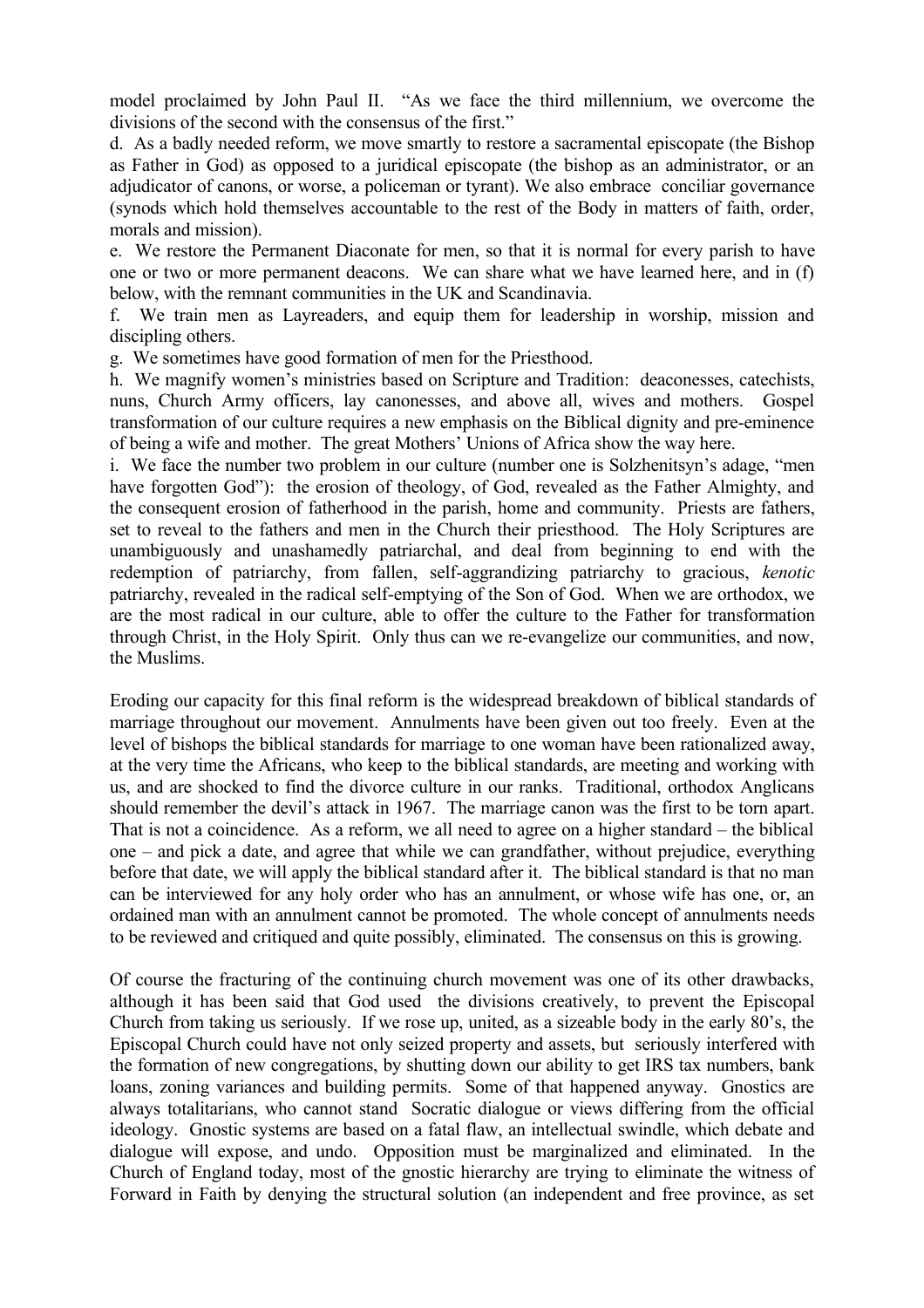model proclaimed by John Paul II. "As we face the third millennium, we overcome the divisions of the second with the consensus of the first."

d. As a badly needed reform, we move smartly to restore a sacramental episcopate (the Bishop as Father in God) as opposed to a juridical episcopate (the bishop as an administrator, or an adjudicator of canons, or worse, a policeman or tyrant). We also embrace conciliar governance (synods which hold themselves accountable to the rest of the Body in matters of faith, order, morals and mission).

e. We restore the Permanent Diaconate for men, so that it is normal for every parish to have one or two or more permanent deacons. We can share what we have learned here, and in (f) below, with the remnant communities in the UK and Scandinavia.

f. We train men as Layreaders, and equip them for leadership in worship, mission and discipling others.

g. We sometimes have good formation of men for the Priesthood.

h. We magnify women's ministries based on Scripture and Tradition: deaconesses, catechists, nuns, Church Army officers, lay canonesses, and above all, wives and mothers. Gospel transformation of our culture requires a new emphasis on the Biblical dignity and pre-eminence of being a wife and mother. The great Mothers' Unions of Africa show the way here.

i. We face the number two problem in our culture (number one is Solzhenitsyn's adage, "men have forgotten God"): the erosion of theology, of God, revealed as the Father Almighty, and the consequent erosion of fatherhood in the parish, home and community. Priests are fathers, set to reveal to the fathers and men in the Church their priesthood. The Holy Scriptures are unambiguously and unashamedly patriarchal, and deal from beginning to end with the redemption of patriarchy, from fallen, self-aggrandizing patriarchy to gracious, *kenotic* patriarchy, revealed in the radical self-emptying of the Son of God. When we are orthodox, we are the most radical in our culture, able to offer the culture to the Father for transformation through Christ, in the Holy Spirit. Only thus can we re-evangelize our communities, and now, the Muslims.

Eroding our capacity for this final reform is the widespread breakdown of biblical standards of marriage throughout our movement. Annulments have been given out too freely. Even at the level of bishops the biblical standards for marriage to one woman have been rationalized away, at the very time the Africans, who keep to the biblical standards, are meeting and working with us, and are shocked to find the divorce culture in our ranks. Traditional, orthodox Anglicans should remember the devil's attack in 1967. The marriage canon was the first to be torn apart. That is not a coincidence. As a reform, we all need to agree on a higher standard – the biblical one – and pick a date, and agree that while we can grandfather, without prejudice, everything before that date, we will apply the biblical standard after it. The biblical standard is that no man can be interviewed for any holy order who has an annulment, or whose wife has one, or, an ordained man with an annulment cannot be promoted. The whole concept of annulments needs to be reviewed and critiqued and quite possibly, eliminated. The consensus on this is growing.

Of course the fracturing of the continuing church movement was one of its other drawbacks, although it has been said that God used the divisions creatively, to prevent the Episcopal Church from taking us seriously. If we rose up, united, as a sizeable body in the early 80's, the Episcopal Church could have not only seized property and assets, but seriously interfered with the formation of new congregations, by shutting down our ability to get IRS tax numbers, bank loans, zoning variances and building permits. Some of that happened anyway. Gnostics are always totalitarians, who cannot stand Socratic dialogue or views differing from the official ideology. Gnostic systems are based on a fatal flaw, an intellectual swindle, which debate and dialogue will expose, and undo. Opposition must be marginalized and eliminated. In the Church of England today, most of the gnostic hierarchy are trying to eliminate the witness of Forward in Faith by denying the structural solution (an independent and free province, as set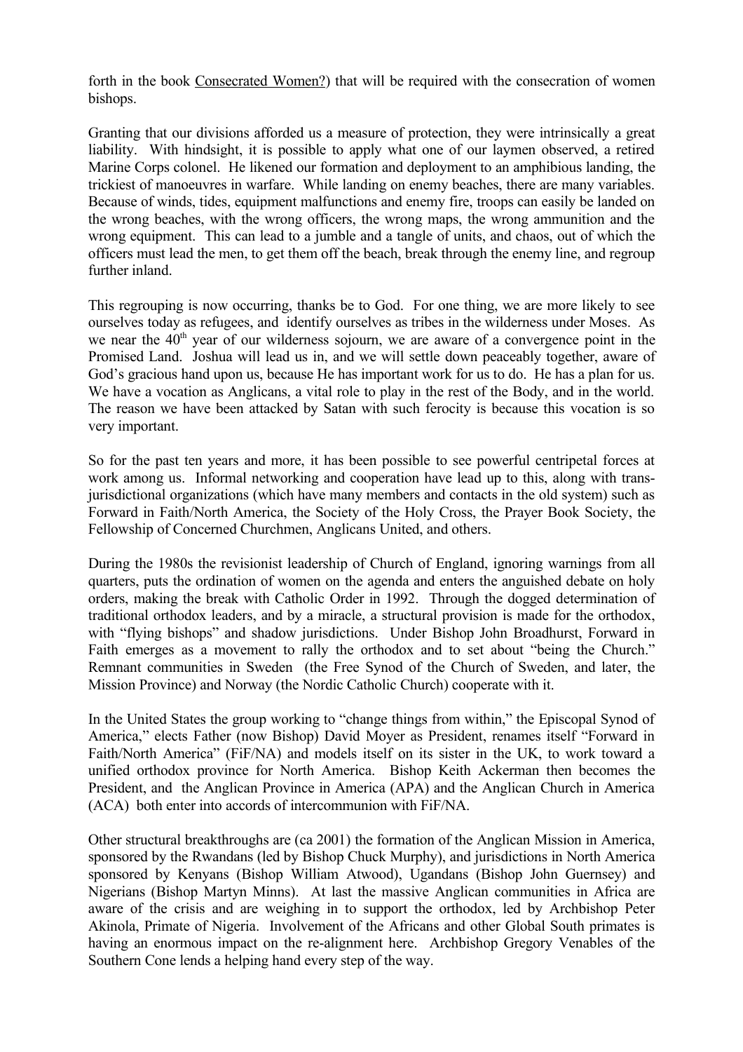forth in the book Consecrated Women?) that will be required with the consecration of women bishops.

Granting that our divisions afforded us a measure of protection, they were intrinsically a great liability. With hindsight, it is possible to apply what one of our laymen observed, a retired Marine Corps colonel. He likened our formation and deployment to an amphibious landing, the trickiest of manoeuvres in warfare. While landing on enemy beaches, there are many variables. Because of winds, tides, equipment malfunctions and enemy fire, troops can easily be landed on the wrong beaches, with the wrong officers, the wrong maps, the wrong ammunition and the wrong equipment. This can lead to a jumble and a tangle of units, and chaos, out of which the officers must lead the men, to get them off the beach, break through the enemy line, and regroup further inland.

This regrouping is now occurring, thanks be to God. For one thing, we are more likely to see ourselves today as refugees, and identify ourselves as tribes in the wilderness under Moses. As we near the 40th year of our wilderness sojourn, we are aware of a convergence point in the Promised Land. Joshua will lead us in, and we will settle down peaceably together, aware of God's gracious hand upon us, because He has important work for us to do. He has a plan for us. We have a vocation as Anglicans, a vital role to play in the rest of the Body, and in the world. The reason we have been attacked by Satan with such ferocity is because this vocation is so very important.

So for the past ten years and more, it has been possible to see powerful centripetal forces at work among us. Informal networking and cooperation have lead up to this, along with trans-jurisdictional organizations (which have many members and contacts in the old system) such as Forward in Faith/North America, the Society of the Holy Cross, the Prayer Book Society, the Fellowship of Concerned Churchmen, Anglicans United, and others.

During the 1980s the revisionist leadership of Church of England, ignoring warnings from all quarters, puts the ordination of women on the agenda and enters the anguished debate on holy orders, making the break with Catholic Order in 1992. Through the dogged determination of traditional orthodox leaders, and by a miracle, a structural provision is made for the orthodox, with "flying bishops" and shadow jurisdictions. Under Bishop John Broadhurst, Forward in Faith emerges as a movement to rally the orthodox and to set about "being the Church." Remnant communities in Sweden (the Free Synod of the Church of Sweden, and later, the Mission Province) and Norway (the Nordic Catholic Church) cooperate with it.

In the United States the group working to "change things from within," the Episcopal Synod of America," elects Father (now Bishop) David Moyer as President, renames itself "Forward in Faith/North America" (FiF/NA) and models itself on its sister in the UK, to work toward a unified orthodox province for North America. Bishop Keith Ackerman then becomes the President, and the Anglican Province in America (APA) and the Anglican Church in America (ACA) both enter into accords of intercommunion with FiF/NA.

Other structural breakthroughs are (ca 2001) the formation of the Anglican Mission in America, sponsored by the Rwandans (led by Bishop Chuck Murphy), and jurisdictions in North America sponsored by Kenyans (Bishop William Atwood), Ugandans (Bishop John Guernsey) and Nigerians (Bishop Martyn Minns). At last the massive Anglican communities in Africa are aware of the crisis and are weighing in to support the orthodox, led by Archbishop Peter Akinola, Primate of Nigeria. Involvement of the Africans and other Global South primates is having an enormous impact on the re-alignment here. Archbishop Gregory Venables of the Southern Cone lends a helping hand every step of the way.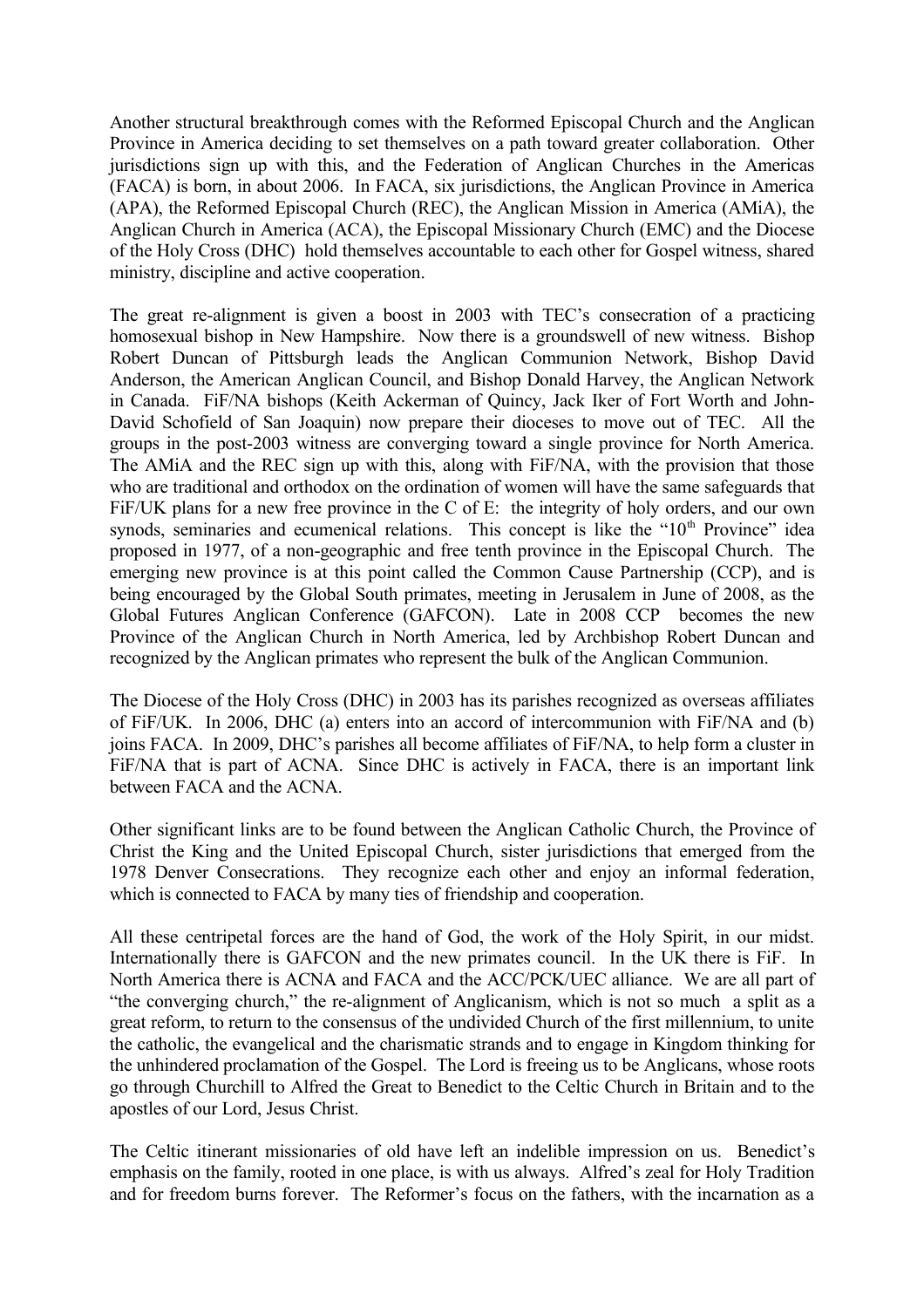Another structural breakthrough comes with the Reformed Episcopal Church and the Anglican Province in America deciding to set themselves on a path toward greater collaboration. Other jurisdictions sign up with this, and the Federation of Anglican Churches in the Americas (FACA) is born, in about 2006. In FACA, six jurisdictions, the Anglican Province in America (APA), the Reformed Episcopal Church (REC), the Anglican Mission in America (AMiA), the Anglican Church in America (ACA), the Episcopal Missionary Church (EMC) and the Diocese of the Holy Cross (DHC) hold themselves accountable to each other for Gospel witness, shared ministry, discipline and active cooperation.

The great re-alignment is given a boost in 2003 with TEC's consecration of a practicing homosexual bishop in New Hampshire. Now there is a groundswell of new witness. Bishop Robert Duncan of Pittsburgh leads the Anglican Communion Network, Bishop David Anderson, the American Anglican Council, and Bishop Donald Harvey, the Anglican Network in Canada. FiF/NA bishops (Keith Ackerman of Quincy, Jack Iker of Fort Worth and John-David Schofield of San Joaquin) now prepare their dioceses to move out of TEC. All the groups in the post-2003 witness are converging toward a single province for North America. The AMiA and the REC sign up with this, along with FiF/NA, with the provision that those who are traditional and orthodox on the ordination of women will have the same safeguards that FiF/UK plans for a new free province in the C of E: the integrity of holy orders, and our own synods, seminaries and ecumenical relations. This concept is like the "10th Province" idea proposed in 1977, of a non-geographic and free tenth province in the Episcopal Church. The emerging new province is at this point called the Common Cause Partnership (CCP), and is being encouraged by the Global South primates, meeting in Jerusalem in June of 2008, as the Global Futures Anglican Conference (GAFCON). Late in 2008 CCP becomes the new Province of the Anglican Church in North America, led by Archbishop Robert Duncan and recognized by the Anglican primates who represent the bulk of the Anglican Communion.

The Diocese of the Holy Cross (DHC) in 2003 has its parishes recognized as overseas affiliates of FiF/UK. In 2006, DHC (a) enters into an accord of intercommunion with FiF/NA and (b) joins FACA. In 2009, DHC's parishes all become affiliates of FiF/NA, to help form a cluster in FiF/NA that is part of ACNA. Since DHC is actively in FACA, there is an important link between FACA and the ACNA.

Other significant links are to be found between the Anglican Catholic Church, the Province of Christ the King and the United Episcopal Church, sister jurisdictions that emerged from the 1978 Denver Consecrations. They recognize each other and enjoy an informal federation, which is connected to FACA by many ties of friendship and cooperation.

All these centripetal forces are the hand of God, the work of the Holy Spirit, in our midst. Internationally there is GAFCON and the new primates council. In the UK there is FiF. In North America there is ACNA and FACA and the ACC/PCK/UEC alliance. We are all part of "the converging church," the re-alignment of Anglicanism, which is not so much a split as a great reform, to return to the consensus of the undivided Church of the first millennium, to unite the catholic, the evangelical and the charismatic strands and to engage in Kingdom thinking for the unhindered proclamation of the Gospel. The Lord is freeing us to be Anglicans, whose roots go through Churchill to Alfred the Great to Benedict to the Celtic Church in Britain and to the apostles of our Lord, Jesus Christ.

The Celtic itinerant missionaries of old have left an indelible impression on us. Benedict's emphasis on the family, rooted in one place, is with us always. Alfred's zeal for Holy Tradition and for freedom burns forever. The Reformer's focus on the fathers, with the incarnation as a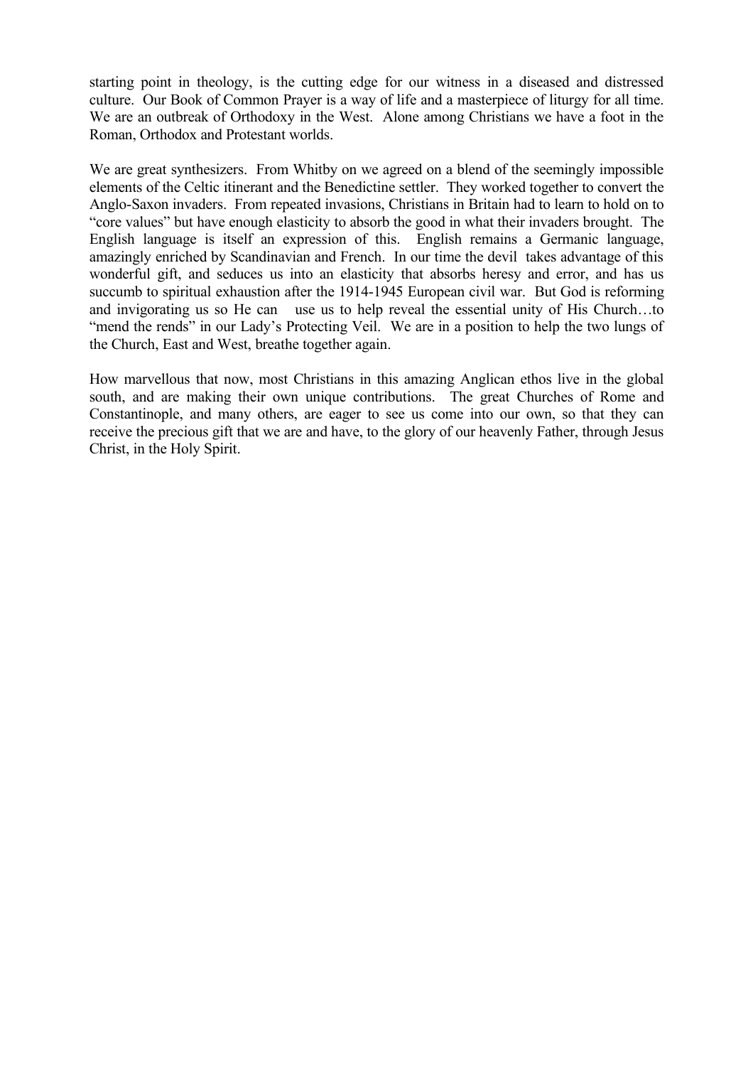starting point in theology, is the cutting edge for our witness in a diseased and distressed culture. Our Book of Common Prayer is a way of life and a masterpiece of liturgy for all time. We are an outbreak of Orthodoxy in the West. Alone among Christians we have a foot in the Roman, Orthodox and Protestant worlds.

We are great synthesizers. From Whitby on we agreed on a blend of the seemingly impossible elements of the Celtic itinerant and the Benedictine settler. They worked together to convert the Anglo-Saxon invaders. From repeated invasions, Christians in Britain had to learn to hold on to "core values" but have enough elasticity to absorb the good in what their invaders brought. The English language is itself an expression of this. English remains a Germanic language, amazingly enriched by Scandinavian and French. In our time the devil takes advantage of this wonderful gift, and seduces us into an elasticity that absorbs heresy and error, and has us succumb to spiritual exhaustion after the 1914-1945 European civil war. But God is reforming and invigorating us so He can use us to help reveal the essential unity of His Church…to "mend the rends" in our Lady's Protecting Veil. We are in a position to help the two lungs of the Church, East and West, breathe together again.

How marvellous that now, most Christians in this amazing Anglican ethos live in the global south, and are making their own unique contributions. The great Churches of Rome and Constantinople, and many others, are eager to see us come into our own, so that they can receive the precious gift that we are and have, to the glory of our heavenly Father, through Jesus Christ, in the Holy Spirit.